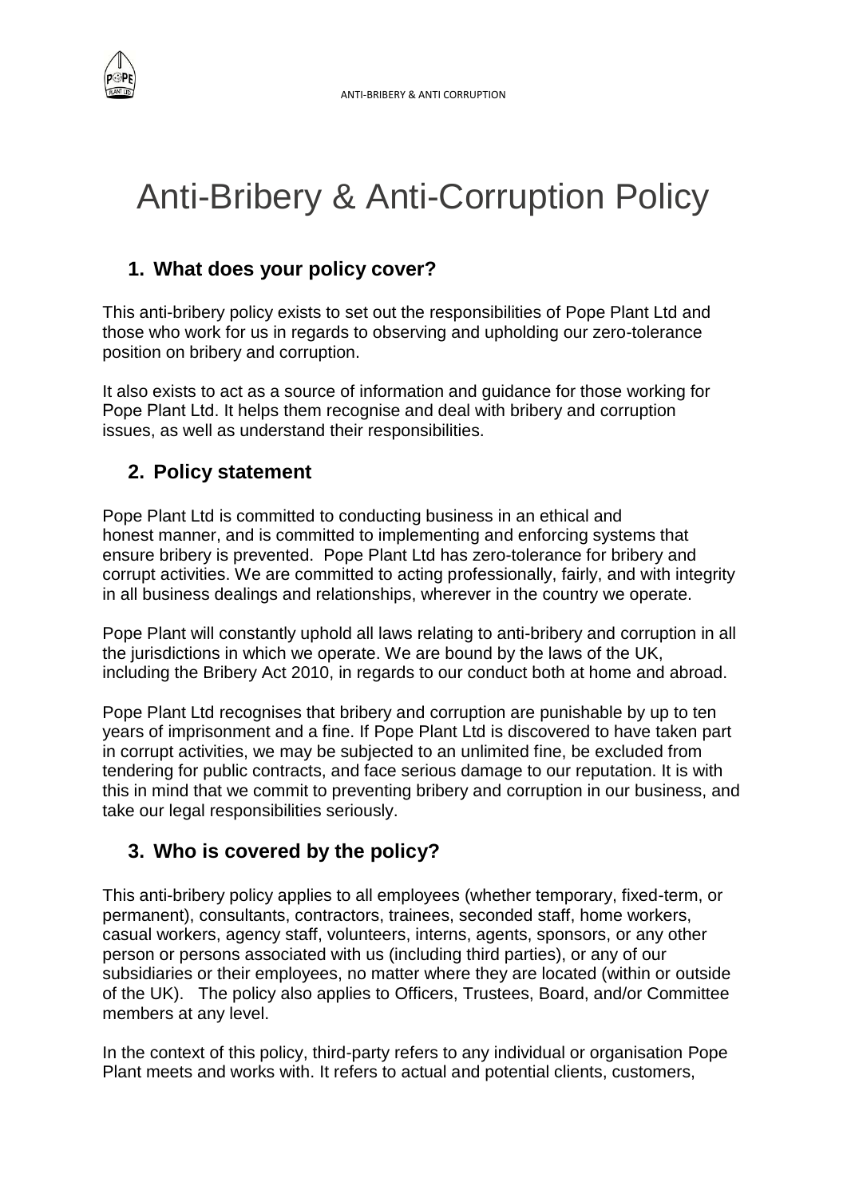# Anti-Bribery & Anti-Corruption Policy

## 1. What does your policy cover?

This anti-bribery policy exists to set out the responsibilities of Pope Plant Ltd and those who work for us in regards to observing and upholding our zero-tolerance position on bribery and corruption.

It also exists to act as a source of information and guidance for those working for Pope Plant Ltd. It helps them recognise and deal with bribery and corruption issues, as well as understand their responsibilities.

## 2. Policy statement

Pope Plant Ltd is committed to conducting business in an ethical and honest manner, and is committed to implementing and enforcing systems that ensure bribery is prevented. Pope Plant Ltd has zero-tolerance for bribery and corrupt activities. We are committed to acting professionally, fairly, and with integrity in all business dealings and relationships, wherever in the country we operate.

Pope Plant will constantly uphold all laws relating to anti-bribery and corruption in all the jurisdictions in which we operate. We are bound by the laws of the UK, including the Bribery Act 2010, in regards to our conduct both at home and abroad.

Pope Plant Ltd recognises that bribery and corruption are punishable by up to ten years of imprisonment and a fine. If Pope Plant Ltd is discovered to have taken part in corrupt activities, we may be subjected to an unlimited fine, be excluded from tendering for public contracts, and face serious damage to our reputation. It is with this in mind that we commit to preventing bribery and corruption in our business, and take our legal responsibilities seriously.

## 3. Who is covered by the policy?

This anti-bribery policy applies to all employees (whether temporary, fixed-term, or permanent), consultants, contractors, trainees, seconded staff, home workers, casual workers, agency staff, volunteers, interns, agents, sponsors, or any other person or persons associated with us (including third parties), or any of our subsidiaries or their employees, no matter where they are located (within or outside of the UK). The policy also applies to Officers, Trustees, Board, and/or Committee members at any level.

In the context of this policy, third-party refers to any individual or organisation Pope Plant meets and works with. It refers to actual and potential clients, customers,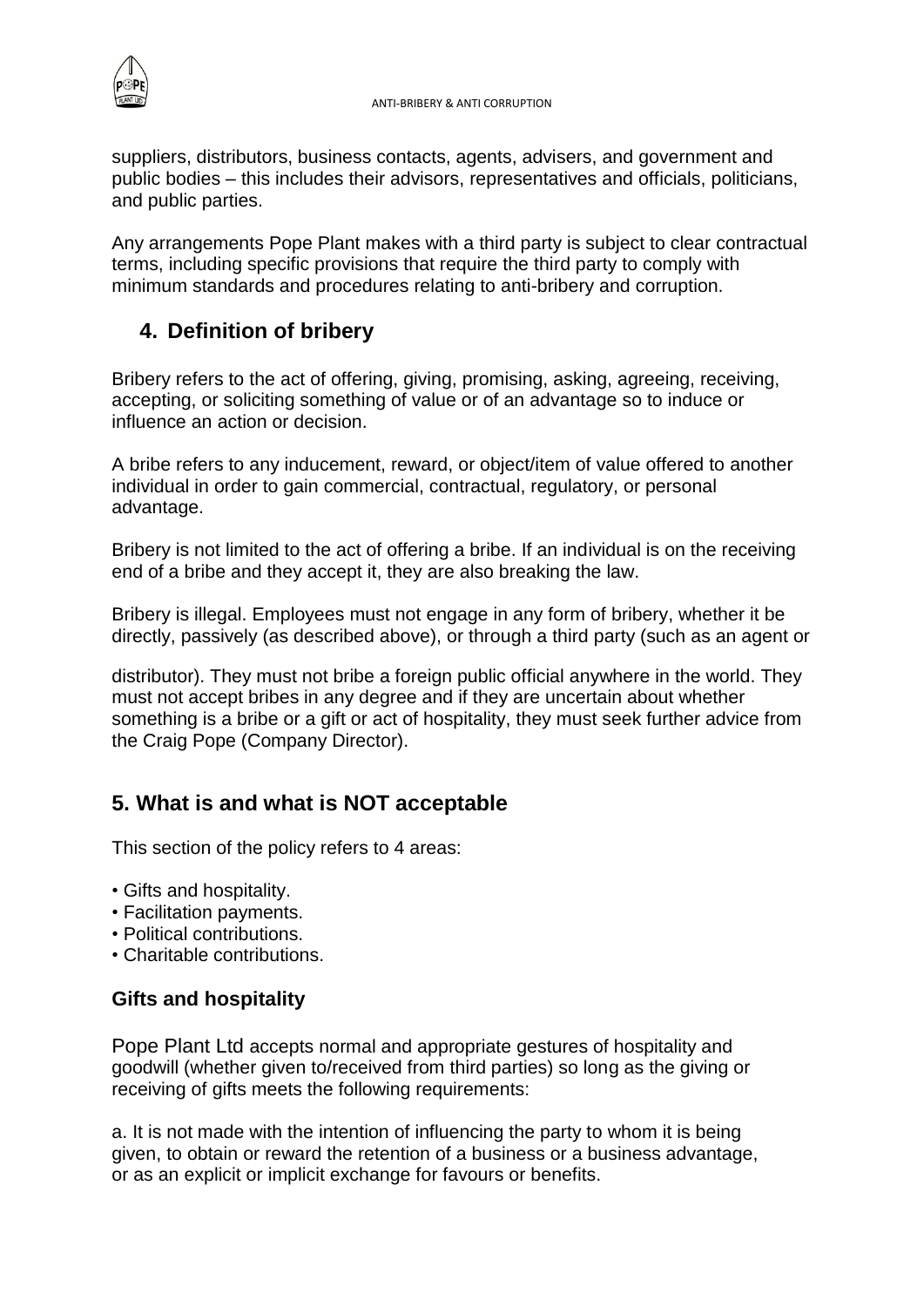suppliers, distributors, business contacts, agents, advisers, and government and public bodies – this includes their advisors, representatives and officials, politicians, and public parties.

Any arrangements Pope Plant makes with a third party is subject to clear contractual terms, including specific provisions that require the third party to comply with minimum standards and procedures relating to anti-bribery and corruption.

## 4. Definition of bribery

Bribery refers to the act of offering, giving, promising, asking, agreeing, receiving, accepting, or soliciting something of value or of an advantage so to induce or influence an action or decision.

A bribe refers to any inducement, reward, or object/item of value offered to another individual in order to gain commercial, contractual, regulatory, or personal advantage.

Bribery is not limited to the act of offering a bribe. If an individual is on the receiving end of a bribe and they accept it, they are also breaking the law.

Bribery is illegal. Employees must not engage in any form of bribery, whether it be directly, passively (as described above), or through a third party (such as an agent or distributor). They must not bribe a foreign public official anywhere in the world. They must not accept bribes in any degree and if they are uncertain about whether something is a bribe or a gift or act of hospitality, they must seek further advice from the Craig Pope (Company Director).

## 5. What is and what is NOT acceptable

This section of the policy refers to 4 areas:

- Gifts and hospitality.
- Facilitation payments.
- Political contributions.
- Charitable contributions.

### Gifts and hospitality

Pope Plant Ltd accepts normal and appropriate gestures of hospitality and goodwill (whether given to/received from third parties) so long as the giving or receiving of gifts meets the following requirements:

a. It is not made with the intention of influencing the party to whom it is being given, to obtain or reward the retention of a business or a business advantage, or as an explicit or implicit exchange for favours or benefits.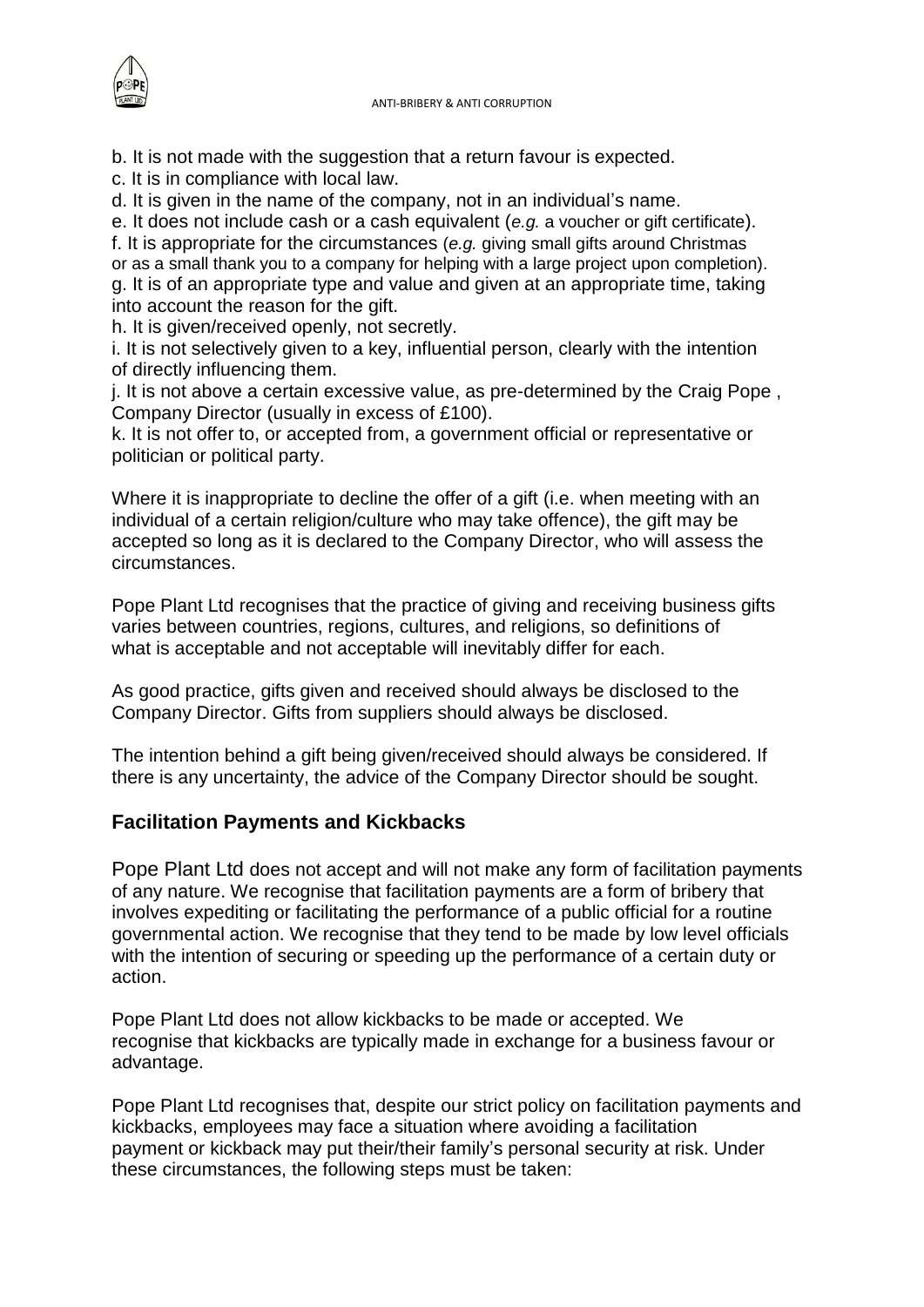b. It is not made with the suggestion that a return favour is expected.
c. It is in compliance with local law.
d. It is given in the name of the company, not in an individual's name.
e. It does not include cash or a cash equivalent (*e.g.* a voucher or gift certificate).
f. It is appropriate for the circumstances (*e.g.* giving small gifts around Christmas or as a small thank you to a company for helping with a large project upon completion).
g. It is of an appropriate type and value and given at an appropriate time, taking into account the reason for the gift.
h. It is given/received openly, not secretly.
i. It is not selectively given to a key, influential person, clearly with the intention of directly influencing them.
j. It is not above a certain excessive value, as pre-determined by the Craig Pope , Company Director (usually in excess of £100).
k. It is not offer to, or accepted from, a government official or representative or politician or political party.

Where it is inappropriate to decline the offer of a gift (i.e. when meeting with an individual of a certain religion/culture who may take offence), the gift may be accepted so long as it is declared to the Company Director, who will assess the circumstances.

Pope Plant Ltd recognises that the practice of giving and receiving business gifts varies between countries, regions, cultures, and religions, so definitions of what is acceptable and not acceptable will inevitably differ for each.

As good practice, gifts given and received should always be disclosed to the Company Director. Gifts from suppliers should always be disclosed.

The intention behind a gift being given/received should always be considered. If there is any uncertainty, the advice of the Company Director should be sought.

## Facilitation Payments and Kickbacks

Pope Plant Ltd does not accept and will not make any form of facilitation payments of any nature. We recognise that facilitation payments are a form of bribery that involves expediting or facilitating the performance of a public official for a routine governmental action. We recognise that they tend to be made by low level officials with the intention of securing or speeding up the performance of a certain duty or action.

Pope Plant Ltd does not allow kickbacks to be made or accepted. We recognise that kickbacks are typically made in exchange for a business favour or advantage.

Pope Plant Ltd recognises that, despite our strict policy on facilitation payments and kickbacks, employees may face a situation where avoiding a facilitation payment or kickback may put their/their family's personal security at risk. Under these circumstances, the following steps must be taken: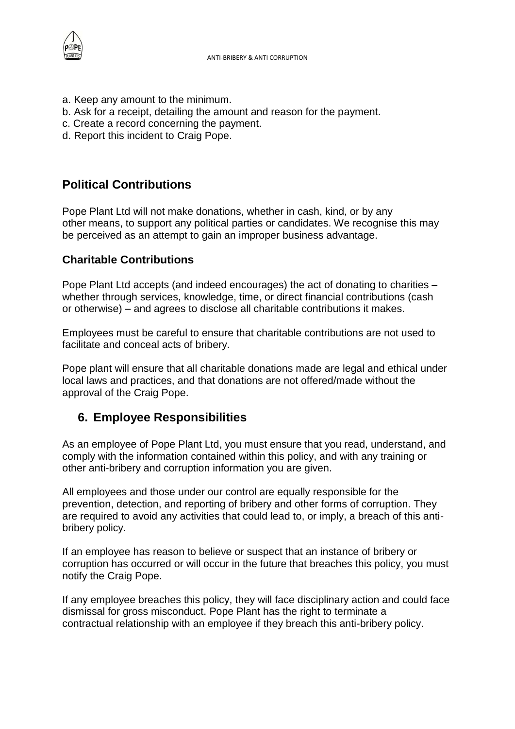a. Keep any amount to the minimum.
b. Ask for a receipt, detailing the amount and reason for the payment.
c. Create a record concerning the payment.
d. Report this incident to Craig Pope.

## Political Contributions

Pope Plant Ltd will not make donations, whether in cash, kind, or by any other means, to support any political parties or candidates. We recognise this may be perceived as an attempt to gain an improper business advantage.

### Charitable Contributions

Pope Plant Ltd accepts (and indeed encourages) the act of donating to charities – whether through services, knowledge, time, or direct financial contributions (cash or otherwise) – and agrees to disclose all charitable contributions it makes.

Employees must be careful to ensure that charitable contributions are not used to facilitate and conceal acts of bribery.

Pope plant will ensure that all charitable donations made are legal and ethical under local laws and practices, and that donations are not offered/made without the approval of the Craig Pope.

## 6. Employee Responsibilities

As an employee of Pope Plant Ltd, you must ensure that you read, understand, and comply with the information contained within this policy, and with any training or other anti-bribery and corruption information you are given.

All employees and those under our control are equally responsible for the prevention, detection, and reporting of bribery and other forms of corruption. They are required to avoid any activities that could lead to, or imply, a breach of this anti-bribery policy.

If an employee has reason to believe or suspect that an instance of bribery or corruption has occurred or will occur in the future that breaches this policy, you must notify the Craig Pope.

If any employee breaches this policy, they will face disciplinary action and could face dismissal for gross misconduct. Pope Plant has the right to terminate a contractual relationship with an employee if they breach this anti-bribery policy.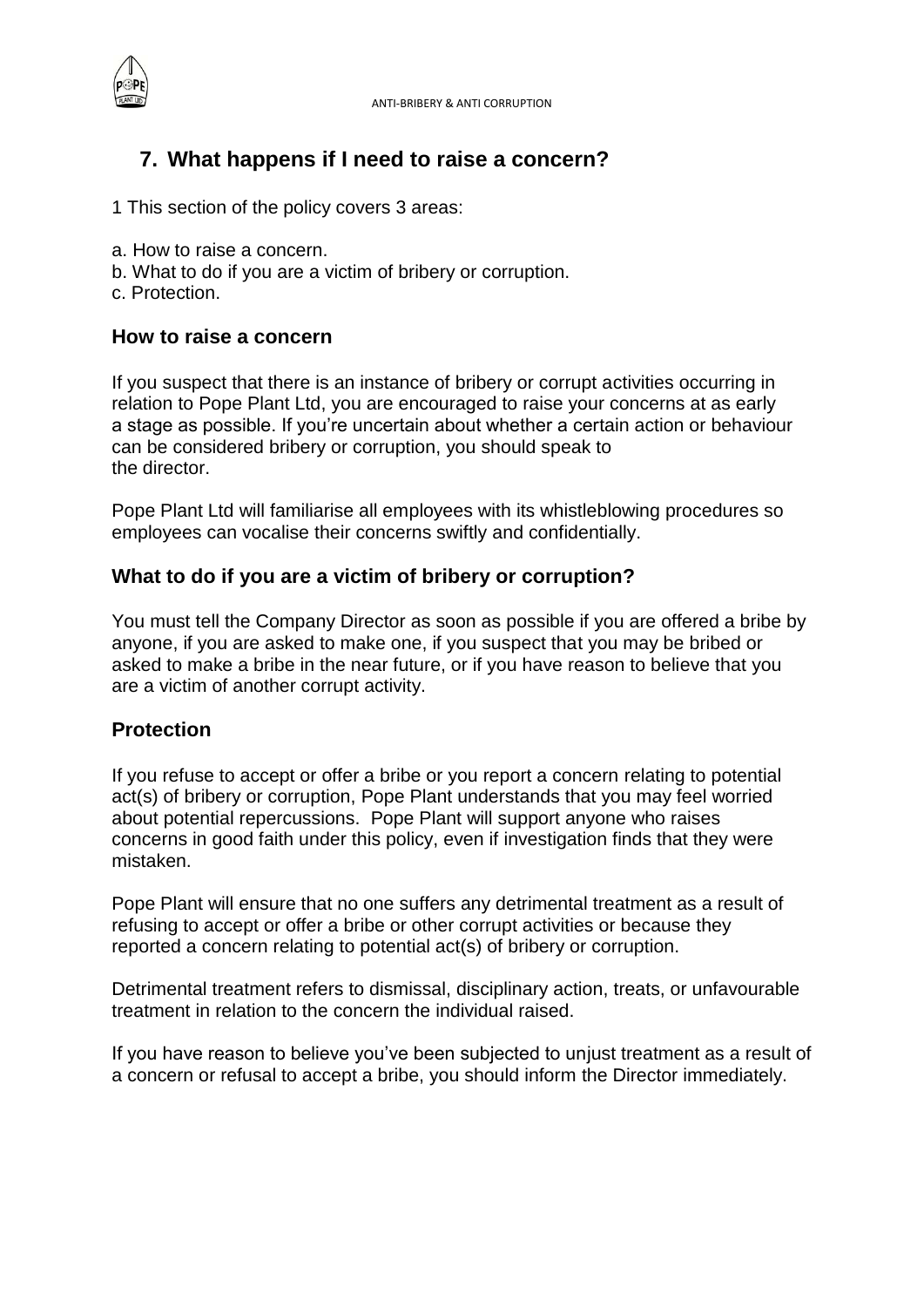## 7. What happens if I need to raise a concern?

1 This section of the policy covers 3 areas:

a. How to raise a concern.
b. What to do if you are a victim of bribery or corruption.
c. Protection.

### How to raise a concern

If you suspect that there is an instance of bribery or corrupt activities occurring in relation to Pope Plant Ltd, you are encouraged to raise your concerns at as early a stage as possible. If you're uncertain about whether a certain action or behaviour can be considered bribery or corruption, you should speak to the director.

Pope Plant Ltd will familiarise all employees with its whistleblowing procedures so employees can vocalise their concerns swiftly and confidentially.

### What to do if you are a victim of bribery or corruption?

You must tell the Company Director as soon as possible if you are offered a bribe by anyone, if you are asked to make one, if you suspect that you may be bribed or asked to make a bribe in the near future, or if you have reason to believe that you are a victim of another corrupt activity.

### Protection

If you refuse to accept or offer a bribe or you report a concern relating to potential act(s) of bribery or corruption, Pope Plant understands that you may feel worried about potential repercussions. Pope Plant will support anyone who raises concerns in good faith under this policy, even if investigation finds that they were mistaken.

Pope Plant will ensure that no one suffers any detrimental treatment as a result of refusing to accept or offer a bribe or other corrupt activities or because they reported a concern relating to potential act(s) of bribery or corruption.

Detrimental treatment refers to dismissal, disciplinary action, treats, or unfavourable treatment in relation to the concern the individual raised.

If you have reason to believe you've been subjected to unjust treatment as a result of a concern or refusal to accept a bribe, you should inform the Director immediately.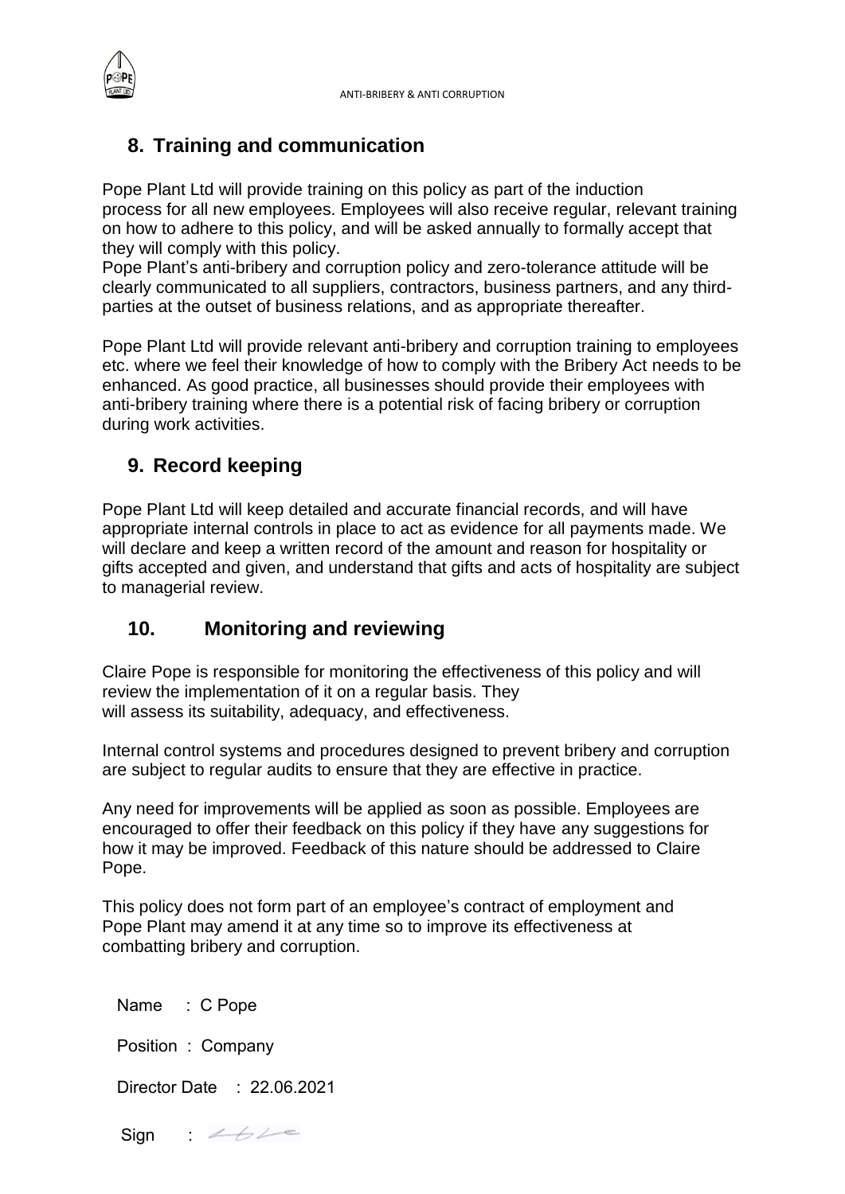## 8. Training and communication

Pope Plant Ltd will provide training on this policy as part of the induction process for all new employees. Employees will also receive regular, relevant training on how to adhere to this policy, and will be asked annually to formally accept that they will comply with this policy.
Pope Plant's anti-bribery and corruption policy and zero-tolerance attitude will be clearly communicated to all suppliers, contractors, business partners, and any third-parties at the outset of business relations, and as appropriate thereafter.

Pope Plant Ltd will provide relevant anti-bribery and corruption training to employees etc. where we feel their knowledge of how to comply with the Bribery Act needs to be enhanced. As good practice, all businesses should provide their employees with anti-bribery training where there is a potential risk of facing bribery or corruption during work activities.

## 9. Record keeping

Pope Plant Ltd will keep detailed and accurate financial records, and will have appropriate internal controls in place to act as evidence for all payments made. We will declare and keep a written record of the amount and reason for hospitality or gifts accepted and given, and understand that gifts and acts of hospitality are subject to managerial review.

## 10. Monitoring and reviewing

Claire Pope is responsible for monitoring the effectiveness of this policy and will review the implementation of it on a regular basis. They will assess its suitability, adequacy, and effectiveness.

Internal control systems and procedures designed to prevent bribery and corruption are subject to regular audits to ensure that they are effective in practice.

Any need for improvements will be applied as soon as possible. Employees are encouraged to offer their feedback on this policy if they have any suggestions for how it may be improved. Feedback of this nature should be addressed to Claire Pope.

This policy does not form part of an employee's contract of employment and Pope Plant may amend it at any time so to improve its effectiveness at combatting bribery and corruption.

Name : C Pope

Position : Company

Director Date : 22.06.2021

Sign :